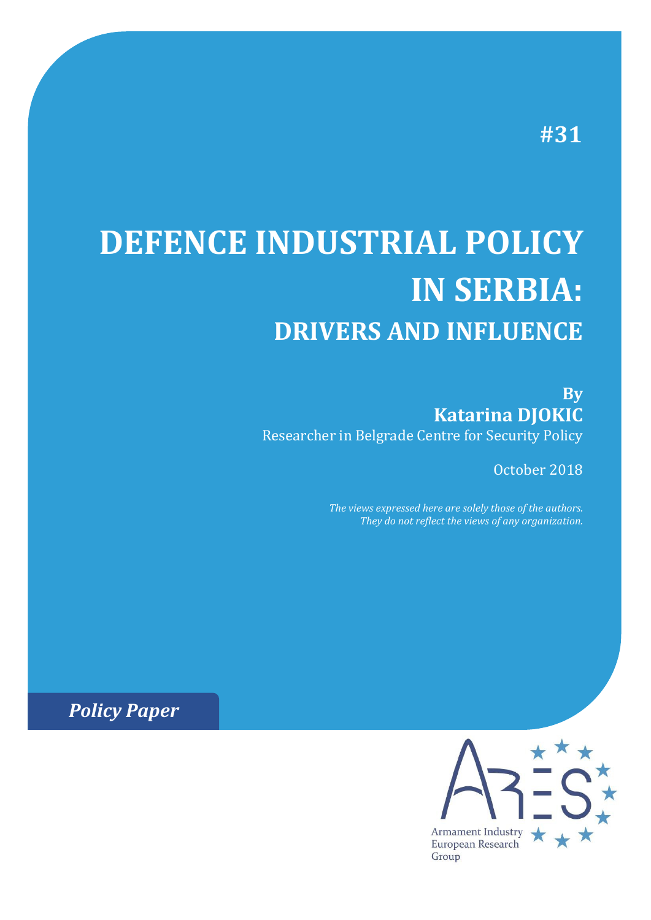#31

# DEFENCE INDUSTRIAL POLICY IN SERBIA:

## DRIVERS AND INFLUENCE

**By**
**Katarina DJOKIC**
Researcher in Belgrade Centre for Security Policy

October 2018

*The views expressed here are solely those of the authors. They do not reflect the views of any organization.*

***Policy Paper***

Armament Industry European Research Group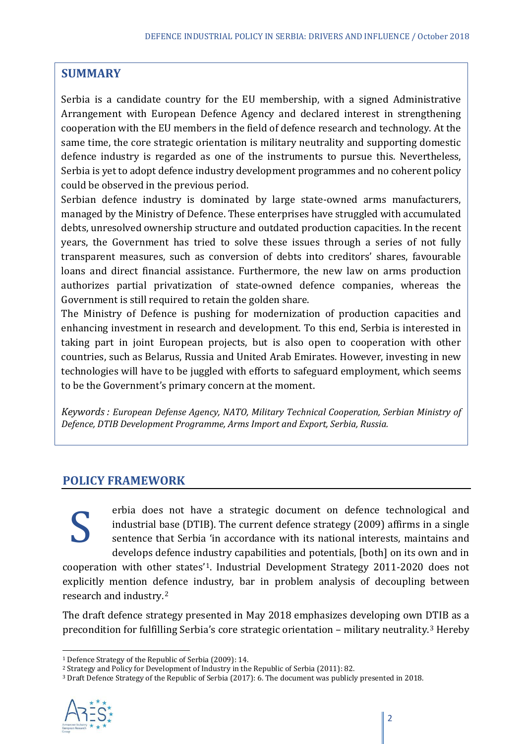## SUMMARY

Serbia is a candidate country for the EU membership, with a signed Administrative Arrangement with European Defence Agency and declared interest in strengthening cooperation with the EU members in the field of defence research and technology. At the same time, the core strategic orientation is military neutrality and supporting domestic defence industry is regarded as one of the instruments to pursue this. Nevertheless, Serbia is yet to adopt defence industry development programmes and no coherent policy could be observed in the previous period.

Serbian defence industry is dominated by large state-owned arms manufacturers, managed by the Ministry of Defence. These enterprises have struggled with accumulated debts, unresolved ownership structure and outdated production capacities. In the recent years, the Government has tried to solve these issues through a series of not fully transparent measures, such as conversion of debts into creditors' shares, favourable loans and direct financial assistance. Furthermore, the new law on arms production authorizes partial privatization of state-owned defence companies, whereas the Government is still required to retain the golden share.

The Ministry of Defence is pushing for modernization of production capacities and enhancing investment in research and development. To this end, Serbia is interested in taking part in joint European projects, but is also open to cooperation with other countries, such as Belarus, Russia and United Arab Emirates. However, investing in new technologies will have to be juggled with efforts to safeguard employment, which seems to be the Government's primary concern at the moment.

*Keywords : European Defense Agency, NATO, Military Technical Cooperation, Serbian Ministry of Defence, DTIB Development Programme, Arms Import and Export, Serbia, Russia.*

## POLICY FRAMEWORK

Serbia does not have a strategic document on defence technological and industrial base (DTIB). The current defence strategy (2009) affirms in a single sentence that Serbia 'in accordance with its national interests, maintains and develops defence industry capabilities and potentials, [both] on its own and in cooperation with other states'[1]. Industrial Development Strategy 2011-2020 does not explicitly mention defence industry, bar in problem analysis of decoupling between research and industry.[2]

The draft defence strategy presented in May 2018 emphasizes developing own DTIB as a precondition for fulfilling Serbia's core strategic orientation – military neutrality.[3] Hereby

---

[1] Defence Strategy of the Republic of Serbia (2009): 14.

[2] Strategy and Policy for Development of Industry in the Republic of Serbia (2011): 82.

[3] Draft Defence Strategy of the Republic of Serbia (2017): 6. The document was publicly presented in 2018.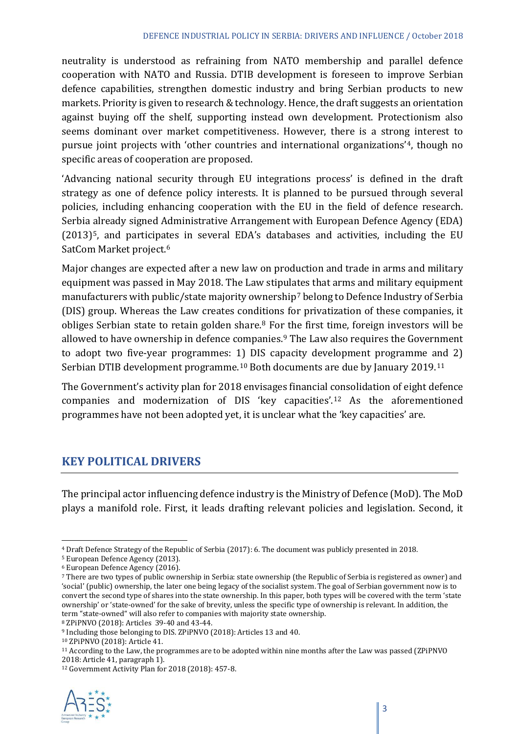neutrality is understood as refraining from NATO membership and parallel defence cooperation with NATO and Russia. DTIB development is foreseen to improve Serbian defence capabilities, strengthen domestic industry and bring Serbian products to new markets. Priority is given to research & technology. Hence, the draft suggests an orientation against buying off the shelf, supporting instead own development. Protectionism also seems dominant over market competitiveness. However, there is a strong interest to pursue joint projects with 'other countries and international organizations'[4], though no specific areas of cooperation are proposed.

'Advancing national security through EU integrations process' is defined in the draft strategy as one of defence policy interests. It is planned to be pursued through several policies, including enhancing cooperation with the EU in the field of defence research. Serbia already signed Administrative Arrangement with European Defence Agency (EDA) (2013)[5], and participates in several EDA's databases and activities, including the EU SatCom Market project.[6]

Major changes are expected after a new law on production and trade in arms and military equipment was passed in May 2018. The Law stipulates that arms and military equipment manufacturers with public/state majority ownership[7] belong to Defence Industry of Serbia (DIS) group. Whereas the Law creates conditions for privatization of these companies, it obliges Serbian state to retain golden share.[8] For the first time, foreign investors will be allowed to have ownership in defence companies.[9] The Law also requires the Government to adopt two five-year programmes: 1) DIS capacity development programme and 2) Serbian DTIB development programme.[10] Both documents are due by January 2019.[11]

The Government's activity plan for 2018 envisages financial consolidation of eight defence companies and modernization of DIS 'key capacities'.[12] As the aforementioned programmes have not been adopted yet, it is unclear what the 'key capacities' are.

## KEY POLITICAL DRIVERS

The principal actor influencing defence industry is the Ministry of Defence (MoD). The MoD plays a manifold role. First, it leads drafting relevant policies and legislation. Second, it

---

[4] Draft Defence Strategy of the Republic of Serbia (2017): 6. The document was publicly presented in 2018.

[5] European Defence Agency (2013).

[6] European Defence Agency (2016).

[7] There are two types of public ownership in Serbia: state ownership (the Republic of Serbia is registered as owner) and 'social' (public) ownership, the later one being legacy of the socialist system. The goal of Serbian government now is to convert the second type of shares into the state ownership. In this paper, both types will be covered with the term 'state ownership' or 'state-owned' for the sake of brevity, unless the specific type of ownership is relevant. In addition, the term "state-owned" will also refer to companies with majority state ownership.

[8] ZPiPNVO (2018): Articles 39-40 and 43-44.

[9] Including those belonging to DIS. ZPiPNVO (2018): Articles 13 and 40.

[10] ZPiPNVO (2018): Article 41.

[11] According to the Law, the programmes are to be adopted within nine months after the Law was passed (ZPiPNVO 2018: Article 41, paragraph 1).

[12] Government Activity Plan for 2018 (2018): 457-8.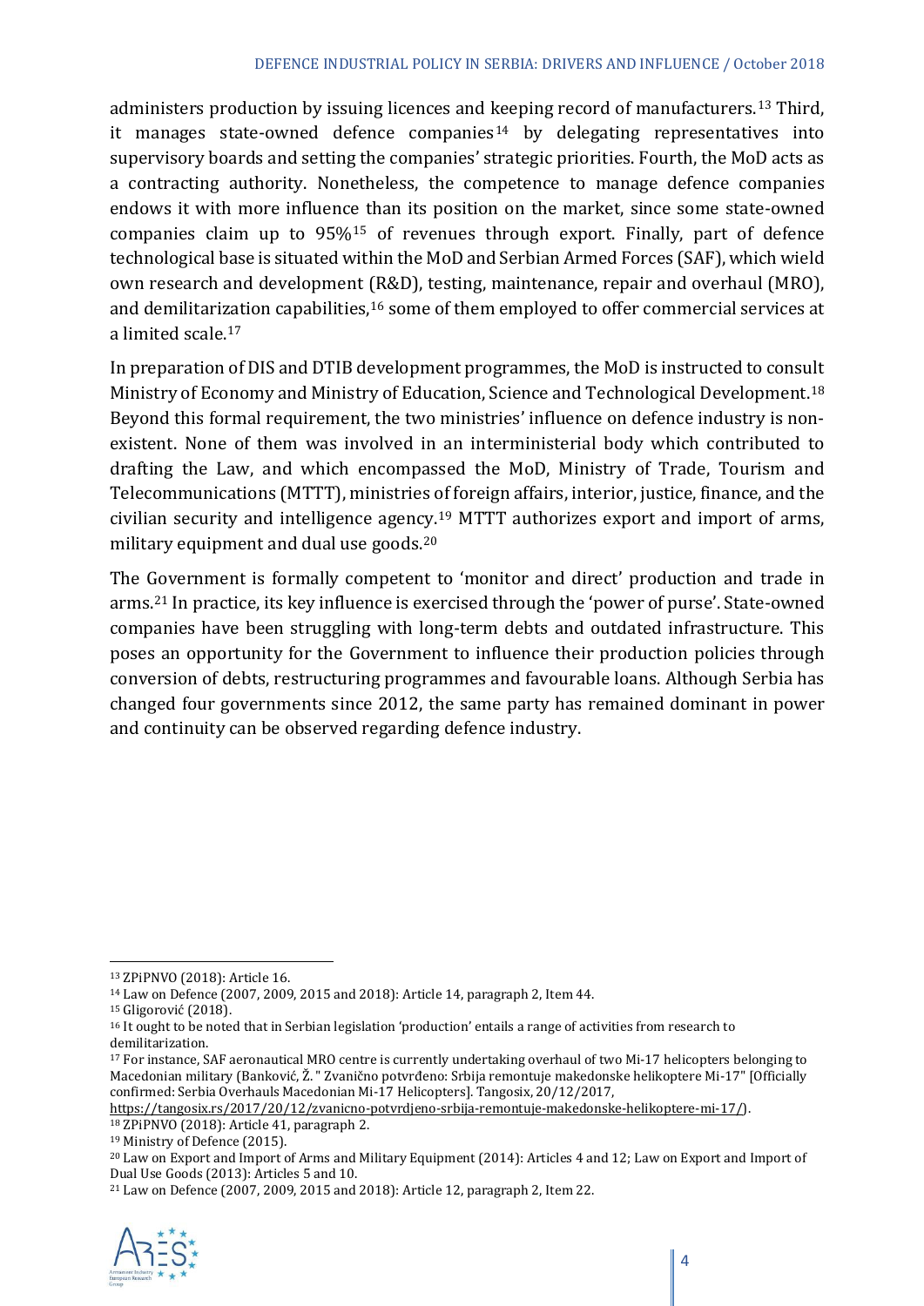administers production by issuing licences and keeping record of manufacturers.[13] Third, it manages state-owned defence companies[14] by delegating representatives into supervisory boards and setting the companies' strategic priorities. Fourth, the MoD acts as a contracting authority. Nonetheless, the competence to manage defence companies endows it with more influence than its position on the market, since some state-owned companies claim up to 95%[15] of revenues through export. Finally, part of defence technological base is situated within the MoD and Serbian Armed Forces (SAF), which wield own research and development (R&D), testing, maintenance, repair and overhaul (MRO), and demilitarization capabilities,[16] some of them employed to offer commercial services at a limited scale.[17]

In preparation of DIS and DTIB development programmes, the MoD is instructed to consult Ministry of Economy and Ministry of Education, Science and Technological Development.[18] Beyond this formal requirement, the two ministries' influence on defence industry is non-existent. None of them was involved in an interministerial body which contributed to drafting the Law, and which encompassed the MoD, Ministry of Trade, Tourism and Telecommunications (MTTT), ministries of foreign affairs, interior, justice, finance, and the civilian security and intelligence agency.[19] MTTT authorizes export and import of arms, military equipment and dual use goods.[20]

The Government is formally competent to 'monitor and direct' production and trade in arms.[21] In practice, its key influence is exercised through the 'power of purse'. State-owned companies have been struggling with long-term debts and outdated infrastructure. This poses an opportunity for the Government to influence their production policies through conversion of debts, restructuring programmes and favourable loans. Although Serbia has changed four governments since 2012, the same party has remained dominant in power and continuity can be observed regarding defence industry.

---

[13] ZPiPNVO (2018): Article 16.

[14] Law on Defence (2007, 2009, 2015 and 2018): Article 14, paragraph 2, Item 44.

[15] Gligorović (2018).

[16] It ought to be noted that in Serbian legislation 'production' entails a range of activities from research to demilitarization.

[17] For instance, SAF aeronautical MRO centre is currently undertaking overhaul of two Mi-17 helicopters belonging to Macedonian military (Banković, Ž. " Zvanično potvrđeno: Srbija remontuje makedonske helikoptere Mi-17" [Officially confirmed: Serbia Overhauls Macedonian Mi-17 Helicopters]. Tangosix, 20/12/2017, https://tangosix.rs/2017/20/12/zvanicno-potvrdjeno-srbija-remontuje-makedonske-helikoptere-mi-17/).

[18] ZPiPNVO (2018): Article 41, paragraph 2.

[19] Ministry of Defence (2015).

[20] Law on Export and Import of Arms and Military Equipment (2014): Articles 4 and 12; Law on Export and Import of Dual Use Goods (2013): Articles 5 and 10.

[21] Law on Defence (2007, 2009, 2015 and 2018): Article 12, paragraph 2, Item 22.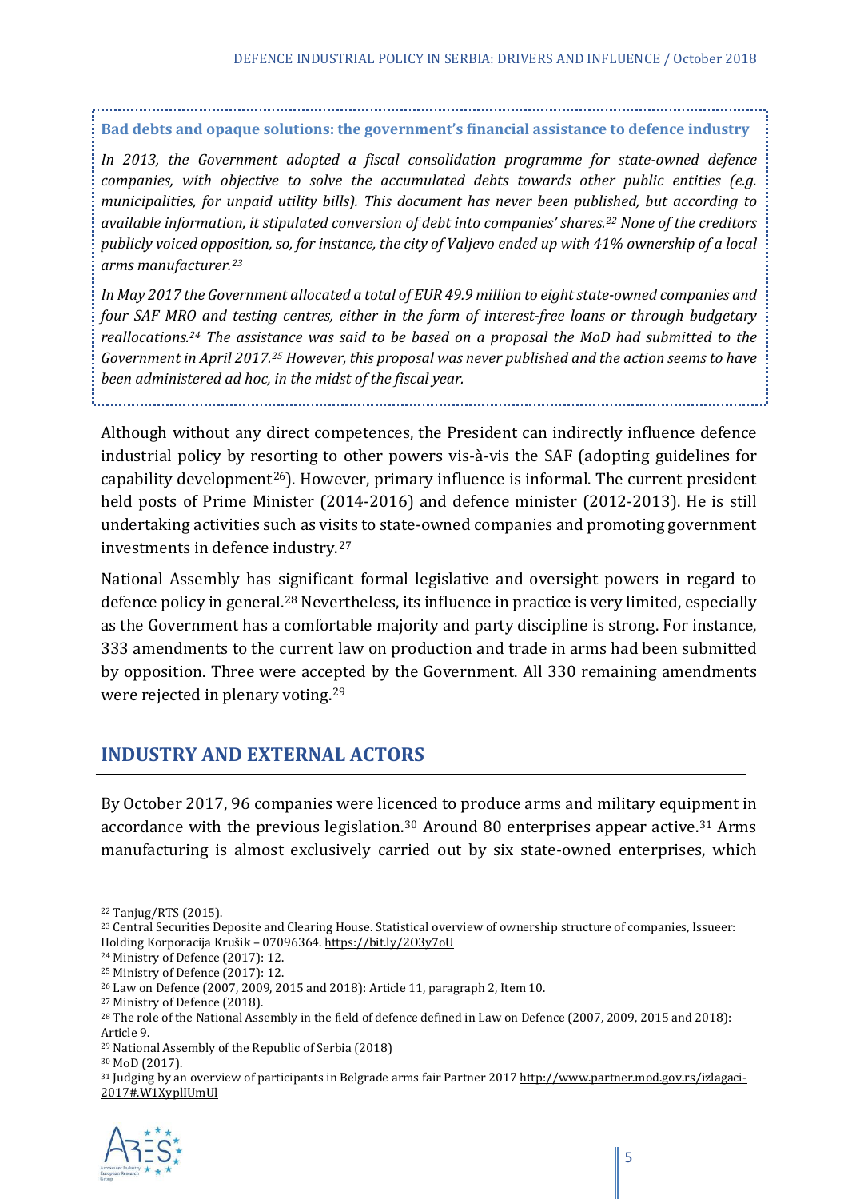**Bad debts and opaque solutions: the government's financial assistance to defence industry**

*In 2013, the Government adopted a fiscal consolidation programme for state-owned defence companies, with objective to solve the accumulated debts towards other public entities (e.g. municipalities, for unpaid utility bills). This document has never been published, but according to available information, it stipulated conversion of debt into companies' shares.[22] None of the creditors publicly voiced opposition, so, for instance, the city of Valjevo ended up with 41% ownership of a local arms manufacturer.[23]*

*In May 2017 the Government allocated a total of EUR 49.9 million to eight state-owned companies and four SAF MRO and testing centres, either in the form of interest-free loans or through budgetary reallocations.[24] The assistance was said to be based on a proposal the MoD had submitted to the Government in April 2017.[25] However, this proposal was never published and the action seems to have been administered ad hoc, in the midst of the fiscal year.*

Although without any direct competences, the President can indirectly influence defence industrial policy by resorting to other powers vis-à-vis the SAF (adopting guidelines for capability development[26]). However, primary influence is informal. The current president held posts of Prime Minister (2014-2016) and defence minister (2012-2013). He is still undertaking activities such as visits to state-owned companies and promoting government investments in defence industry.[27]

National Assembly has significant formal legislative and oversight powers in regard to defence policy in general.[28] Nevertheless, its influence in practice is very limited, especially as the Government has a comfortable majority and party discipline is strong. For instance, 333 amendments to the current law on production and trade in arms had been submitted by opposition. Three were accepted by the Government. All 330 remaining amendments were rejected in plenary voting.[29]

## INDUSTRY AND EXTERNAL ACTORS

By October 2017, 96 companies were licenced to produce arms and military equipment in accordance with the previous legislation.[30] Around 80 enterprises appear active.[31] Arms manufacturing is almost exclusively carried out by six state-owned enterprises, which

---

[22] Tanjug/RTS (2015).

[23] Central Securities Deposite and Clearing House. Statistical overview of ownership structure of companies, Issueer: Holding Korporacija Krušik – 07096364. https://bit.ly/2O3y7oU

[24] Ministry of Defence (2017): 12.

[25] Ministry of Defence (2017): 12.

[26] Law on Defence (2007, 2009, 2015 and 2018): Article 11, paragraph 2, Item 10.

[27] Ministry of Defence (2018).

[28] The role of the National Assembly in the field of defence defined in Law on Defence (2007, 2009, 2015 and 2018): Article 9.

[29] National Assembly of the Republic of Serbia (2018)

[30] MoD (2017).

[31] Judging by an overview of participants in Belgrade arms fair Partner 2017 http://www.partner.mod.gov.rs/izlagaci-2017#.W1XyplIUmUl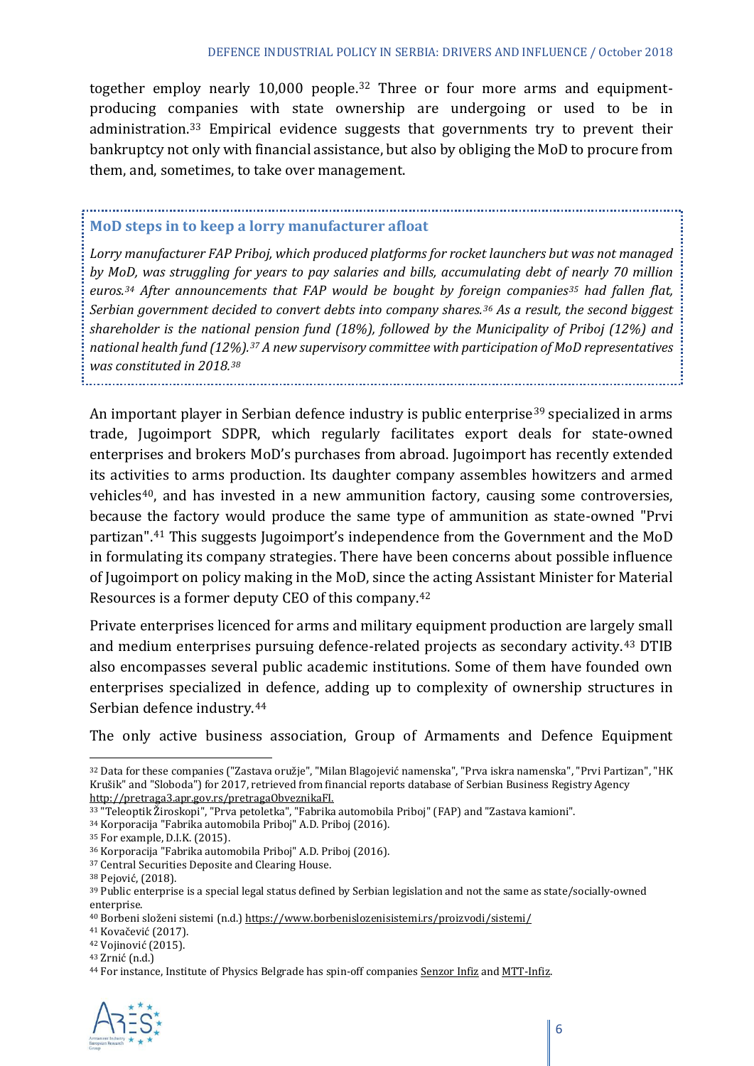together employ nearly 10,000 people.[32] Three or four more arms and equipment-producing companies with state ownership are undergoing or used to be in administration.[33] Empirical evidence suggests that governments try to prevent their bankruptcy not only with financial assistance, but also by obliging the MoD to procure from them, and, sometimes, to take over management.

### MoD steps in to keep a lorry manufacturer afloat

*Lorry manufacturer FAP Priboj, which produced platforms for rocket launchers but was not managed by MoD, was struggling for years to pay salaries and bills, accumulating debt of nearly 70 million euros.[34] After announcements that FAP would be bought by foreign companies[35] had fallen flat, Serbian government decided to convert debts into company shares.[36] As a result, the second biggest shareholder is the national pension fund (18%), followed by the Municipality of Priboj (12%) and national health fund (12%).[37] A new supervisory committee with participation of MoD representatives was constituted in 2018.[38]*

An important player in Serbian defence industry is public enterprise[39] specialized in arms trade, Jugoimport SDPR, which regularly facilitates export deals for state-owned enterprises and brokers MoD's purchases from abroad. Jugoimport has recently extended its activities to arms production. Its daughter company assembles howitzers and armed vehicles[40], and has invested in a new ammunition factory, causing some controversies, because the factory would produce the same type of ammunition as state-owned "Prvi partizan".[41] This suggests Jugoimport's independence from the Government and the MoD in formulating its company strategies. There have been concerns about possible influence of Jugoimport on policy making in the MoD, since the acting Assistant Minister for Material Resources is a former deputy CEO of this company.[42]

Private enterprises licenced for arms and military equipment production are largely small and medium enterprises pursuing defence-related projects as secondary activity.[43] DTIB also encompasses several public academic institutions. Some of them have founded own enterprises specialized in defence, adding up to complexity of ownership structures in Serbian defence industry.[44]

The only active business association, Group of Armaments and Defence Equipment

---

[32] Data for these companies ("Zastava oružje", "Milan Blagojević namenska", "Prva iskra namenska", "Prvi Partizan", "HK Krušik" and "Sloboda") for 2017, retrieved from financial reports database of Serbian Business Registry Agency http://pretraga3.apr.gov.rs/pretragaObveznikaFI.

[33] "Teleoptik Žiroskopi", "Prva petoletka", "Fabrika automobila Priboj" (FAP) and "Zastava kamioni".

[34] Korporacija "Fabrika automobila Priboj" A.D. Priboj (2016).

[35] For example, D.I.K. (2015).

[36] Korporacija "Fabrika automobila Priboj" A.D. Priboj (2016).

[37] Central Securities Deposite and Clearing House.

[38] Pejović, (2018).

[39] Public enterprise is a special legal status defined by Serbian legislation and not the same as state/socially-owned enterprise.

[40] Borbeni složeni sistemi (n.d.) https://www.borbenislozenisistemi.rs/proizvodi/sistemi/

[41] Kovačević (2017).

[42] Vojinović (2015).

[43] Zrnić (n.d.)

[44] For instance, Institute of Physics Belgrade has spin-off companies Senzor Infiz and MTT-Infiz.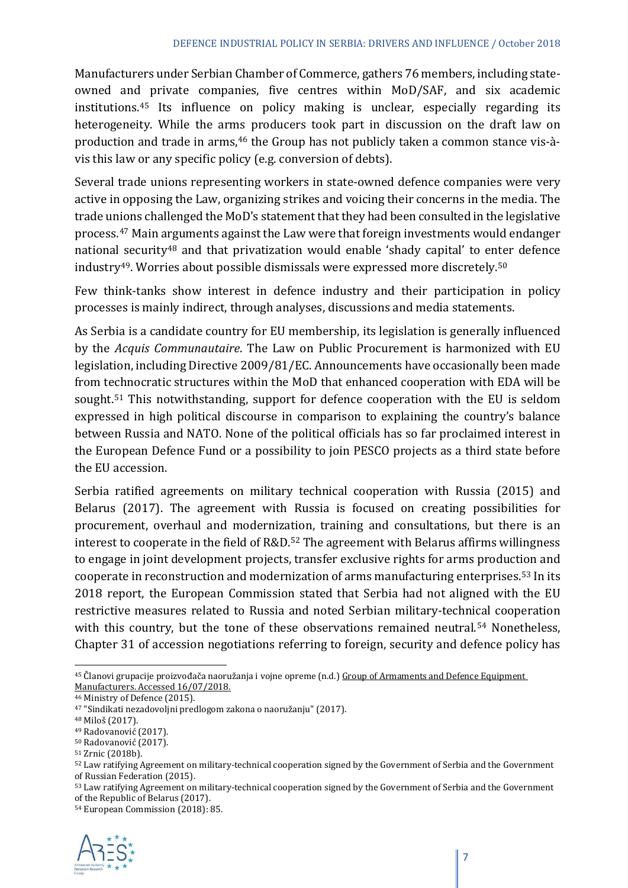Manufacturers under Serbian Chamber of Commerce, gathers 76 members, including state-owned and private companies, five centres within MoD/SAF, and six academic institutions.[45] Its influence on policy making is unclear, especially regarding its heterogeneity. While the arms producers took part in discussion on the draft law on production and trade in arms,[46] the Group has not publicly taken a common stance vis-à-vis this law or any specific policy (e.g. conversion of debts).

Several trade unions representing workers in state-owned defence companies were very active in opposing the Law, organizing strikes and voicing their concerns in the media. The trade unions challenged the MoD's statement that they had been consulted in the legislative process.[47] Main arguments against the Law were that foreign investments would endanger national security[48] and that privatization would enable 'shady capital' to enter defence industry[49]. Worries about possible dismissals were expressed more discretely.[50]

Few think-tanks show interest in defence industry and their participation in policy processes is mainly indirect, through analyses, discussions and media statements.

As Serbia is a candidate country for EU membership, its legislation is generally influenced by the *Acquis Communautaire*. The Law on Public Procurement is harmonized with EU legislation, including Directive 2009/81/EC. Announcements have occasionally been made from technocratic structures within the MoD that enhanced cooperation with EDA will be sought.[51] This notwithstanding, support for defence cooperation with the EU is seldom expressed in high political discourse in comparison to explaining the country's balance between Russia and NATO. None of the political officials has so far proclaimed interest in the European Defence Fund or a possibility to join PESCO projects as a third state before the EU accession.

Serbia ratified agreements on military technical cooperation with Russia (2015) and Belarus (2017). The agreement with Russia is focused on creating possibilities for procurement, overhaul and modernization, training and consultations, but there is an interest to cooperate in the field of R&D.[52] The agreement with Belarus affirms willingness to engage in joint development projects, transfer exclusive rights for arms production and cooperate in reconstruction and modernization of arms manufacturing enterprises.[53] In its 2018 report, the European Commission stated that Serbia had not aligned with the EU restrictive measures related to Russia and noted Serbian military-technical cooperation with this country, but the tone of these observations remained neutral.[54] Nonetheless, Chapter 31 of accession negotiations referring to foreign, security and defence policy has

---

[45] Članovi grupacije proizvođača naoružanja i vojne opreme (n.d.) Group of Armaments and Defence Equipment Manufacturers. Accessed 16/07/2018.

[46] Ministry of Defence (2015).

[47] "Sindikati nezadovoljni predlogom zakona o naoružanju" (2017).

[48] Miloš (2017).

[49] Radovanović (2017).

[50] Radovanović (2017).

[51] Zrnic (2018b).

[52] Law ratifying Agreement on military-technical cooperation signed by the Government of Serbia and the Government of Russian Federation (2015).

[53] Law ratifying Agreement on military-technical cooperation signed by the Government of Serbia and the Government of the Republic of Belarus (2017).

[54] European Commission (2018): 85.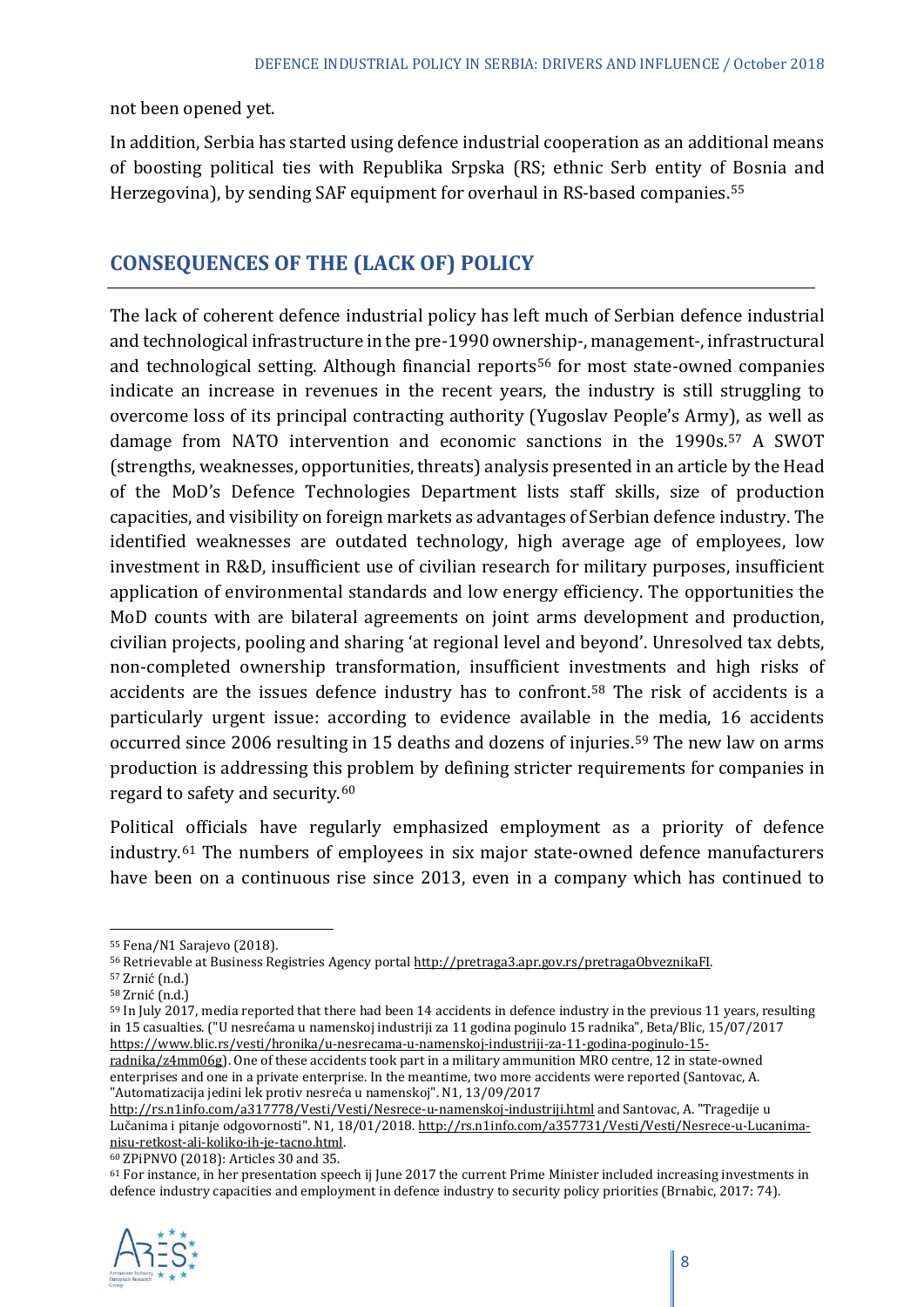not been opened yet.

In addition, Serbia has started using defence industrial cooperation as an additional means of boosting political ties with Republika Srpska (RS; ethnic Serb entity of Bosnia and Herzegovina), by sending SAF equipment for overhaul in RS-based companies.[55]

## CONSEQUENCES OF THE (LACK OF) POLICY

The lack of coherent defence industrial policy has left much of Serbian defence industrial and technological infrastructure in the pre-1990 ownership-, management-, infrastructural and technological setting. Although financial reports[56] for most state-owned companies indicate an increase in revenues in the recent years, the industry is still struggling to overcome loss of its principal contracting authority (Yugoslav People's Army), as well as damage from NATO intervention and economic sanctions in the 1990s.[57] A SWOT (strengths, weaknesses, opportunities, threats) analysis presented in an article by the Head of the MoD's Defence Technologies Department lists staff skills, size of production capacities, and visibility on foreign markets as advantages of Serbian defence industry. The identified weaknesses are outdated technology, high average age of employees, low investment in R&D, insufficient use of civilian research for military purposes, insufficient application of environmental standards and low energy efficiency. The opportunities the MoD counts with are bilateral agreements on joint arms development and production, civilian projects, pooling and sharing 'at regional level and beyond'. Unresolved tax debts, non-completed ownership transformation, insufficient investments and high risks of accidents are the issues defence industry has to confront.[58] The risk of accidents is a particularly urgent issue: according to evidence available in the media, 16 accidents occurred since 2006 resulting in 15 deaths and dozens of injuries.[59] The new law on arms production is addressing this problem by defining stricter requirements for companies in regard to safety and security.[60]

Political officials have regularly emphasized employment as a priority of defence industry.[61] The numbers of employees in six major state-owned defence manufacturers have been on a continuous rise since 2013, even in a company which has continued to

---

[55] Fena/N1 Sarajevo (2018).

[56] Retrievable at Business Registries Agency portal http://pretraga3.apr.gov.rs/pretragaObveznikaFI.

[57] Zrnić (n.d.)

[58] Zrnić (n.d.)

[59] In July 2017, media reported that there had been 14 accidents in defence industry in the previous 11 years, resulting in 15 casualties. ("U nesrećama u namenskoj industriji za 11 godina poginulo 15 radnika", Beta/Blic, 15/07/2017 https://www.blic.rs/vesti/hronika/u-nesrecama-u-namenskoj-industriji-za-11-godina-poginulo-15-radnika/z4mm06g). One of these accidents took part in a military ammunition MRO centre, 12 in state-owned enterprises and one in a private enterprise. In the meantime, two more accidents were reported (Santovac, A. "Automatizacija jedini lek protiv nesreća u namenskoj". N1, 13/09/2017 http://rs.n1info.com/a317778/Vesti/Vesti/Nesrece-u-namenskoj-industriji.html and Santovac, A. "Tragedije u Lučanima i pitanje odgovornosti". N1, 18/01/2018. http://rs.n1info.com/a357731/Vesti/Vesti/Nesrece-u-Lucanima-nisu-retkost-ali-koliko-ih-je-tacno.html.

[60] ZPiPNVO (2018): Articles 30 and 35.

[61] For instance, in her presentation speech ij June 2017 the current Prime Minister included increasing investments in defence industry capacities and employment in defence industry to security policy priorities (Brnabic, 2017: 74).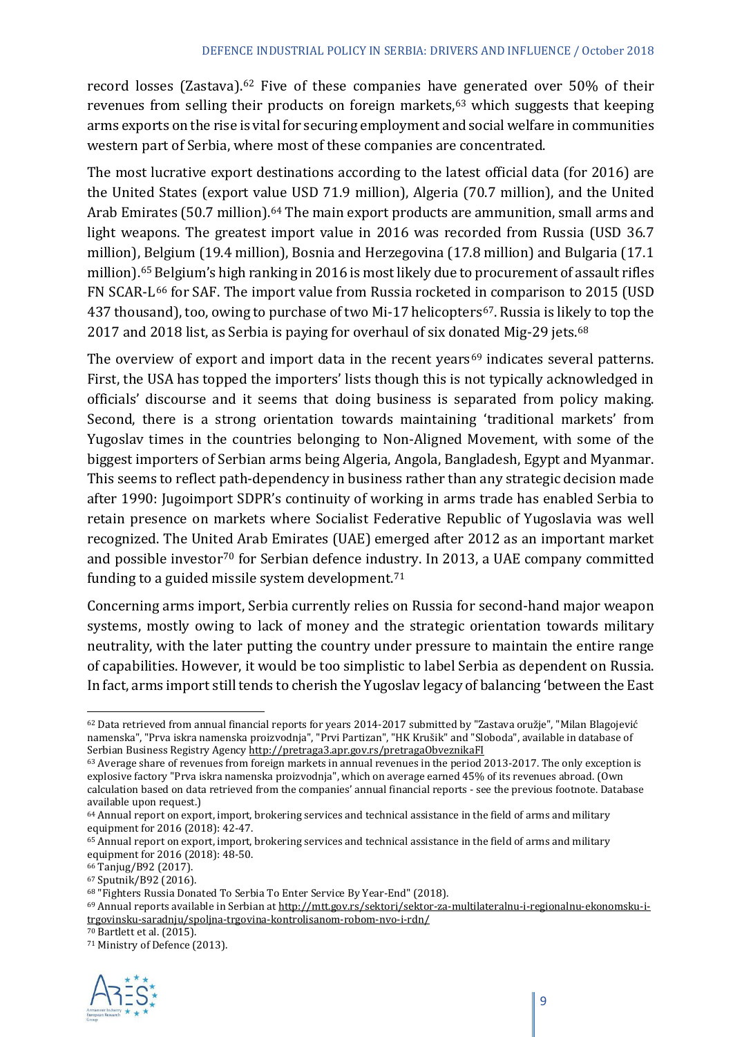record losses (Zastava).[62] Five of these companies have generated over 50% of their revenues from selling their products on foreign markets,[63] which suggests that keeping arms exports on the rise is vital for securing employment and social welfare in communities western part of Serbia, where most of these companies are concentrated.

The most lucrative export destinations according to the latest official data (for 2016) are the United States (export value USD 71.9 million), Algeria (70.7 million), and the United Arab Emirates (50.7 million).[64] The main export products are ammunition, small arms and light weapons. The greatest import value in 2016 was recorded from Russia (USD 36.7 million), Belgium (19.4 million), Bosnia and Herzegovina (17.8 million) and Bulgaria (17.1 million).[65] Belgium's high ranking in 2016 is most likely due to procurement of assault rifles FN SCAR-L[66] for SAF. The import value from Russia rocketed in comparison to 2015 (USD 437 thousand), too, owing to purchase of two Mi-17 helicopters[67]. Russia is likely to top the 2017 and 2018 list, as Serbia is paying for overhaul of six donated Mig-29 jets.[68]

The overview of export and import data in the recent years[69] indicates several patterns. First, the USA has topped the importers' lists though this is not typically acknowledged in officials' discourse and it seems that doing business is separated from policy making. Second, there is a strong orientation towards maintaining 'traditional markets' from Yugoslav times in the countries belonging to Non-Aligned Movement, with some of the biggest importers of Serbian arms being Algeria, Angola, Bangladesh, Egypt and Myanmar. This seems to reflect path-dependency in business rather than any strategic decision made after 1990: Jugoimport SDPR's continuity of working in arms trade has enabled Serbia to retain presence on markets where Socialist Federative Republic of Yugoslavia was well recognized. The United Arab Emirates (UAE) emerged after 2012 as an important market and possible investor[70] for Serbian defence industry. In 2013, a UAE company committed funding to a guided missile system development.[71]

Concerning arms import, Serbia currently relies on Russia for second-hand major weapon systems, mostly owing to lack of money and the strategic orientation towards military neutrality, with the later putting the country under pressure to maintain the entire range of capabilities. However, it would be too simplistic to label Serbia as dependent on Russia. In fact, arms import still tends to cherish the Yugoslav legacy of balancing 'between the East

---

[62] Data retrieved from annual financial reports for years 2014-2017 submitted by "Zastava oružje", "Milan Blagojević namenska", "Prva iskra namenska proizvodnja", "Prvi Partizan", "HK Krušik" and "Sloboda", available in database of Serbian Business Registry Agency http://pretraga3.apr.gov.rs/pretragaObveznikaFI

[63] Average share of revenues from foreign markets in annual revenues in the period 2013-2017. The only exception is explosive factory "Prva iskra namenska proizvodnja", which on average earned 45% of its revenues abroad. (Own calculation based on data retrieved from the companies' annual financial reports - see the previous footnote. Database available upon request.)

[64] Annual report on export, import, brokering services and technical assistance in the field of arms and military equipment for 2016 (2018): 42-47.

[65] Annual report on export, import, brokering services and technical assistance in the field of arms and military equipment for 2016 (2018): 48-50.

[66] Tanjug/B92 (2017).

[67] Sputnik/B92 (2016).

[68] "Fighters Russia Donated To Serbia To Enter Service By Year-End" (2018).

[69] Annual reports available in Serbian at http://mtt.gov.rs/sektori/sektor-za-multilateralnu-i-regionalnu-ekonomsku-i-trgovinsku-saradnju/spoljna-trgovina-kontrolisanom-robom-nvo-i-rdn/

[70] Bartlett et al. (2015).

[71] Ministry of Defence (2013).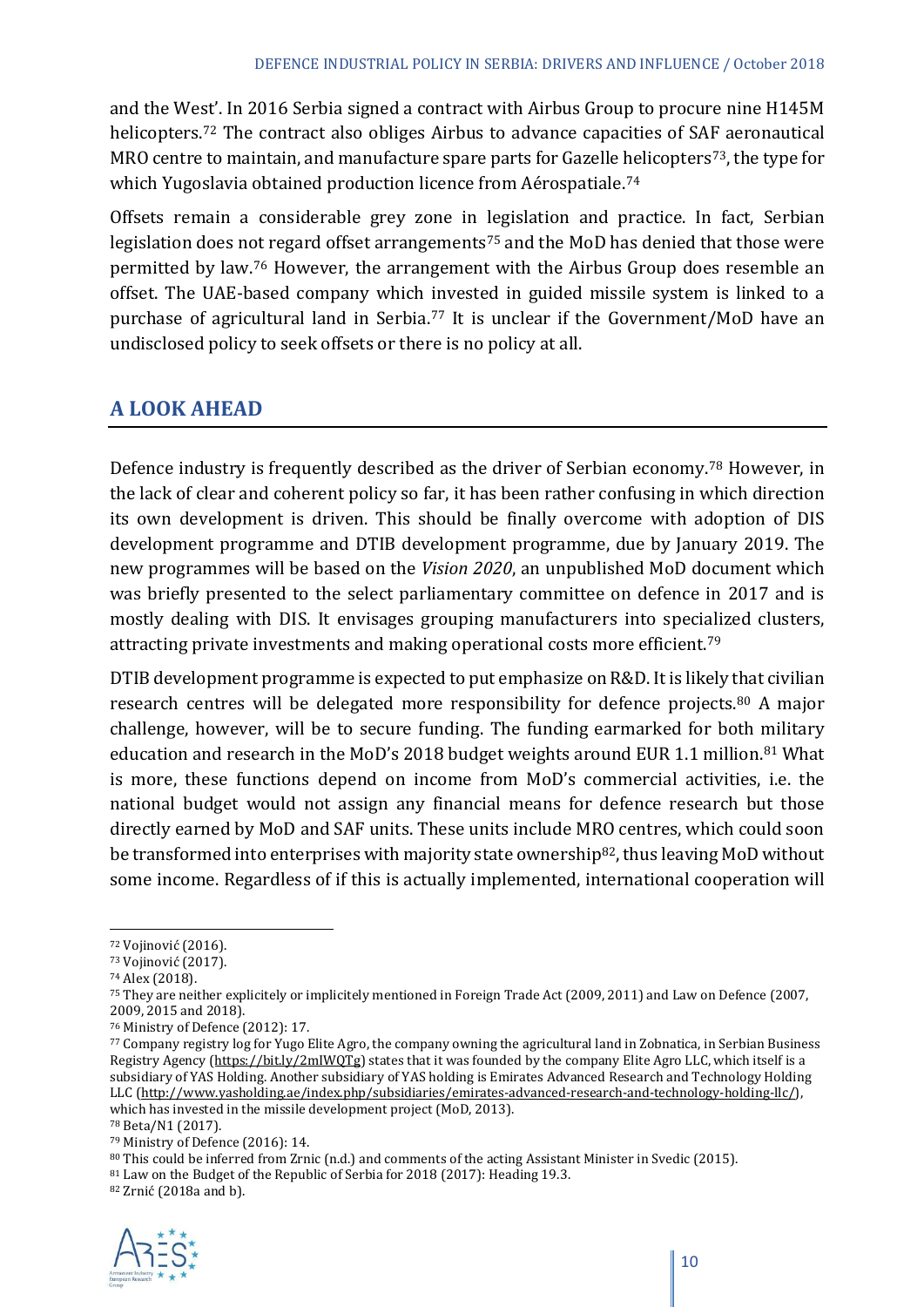and the West'. In 2016 Serbia signed a contract with Airbus Group to procure nine H145M helicopters.[72] The contract also obliges Airbus to advance capacities of SAF aeronautical MRO centre to maintain, and manufacture spare parts for Gazelle helicopters[73], the type for which Yugoslavia obtained production licence from Aérospatiale.[74]

Offsets remain a considerable grey zone in legislation and practice. In fact, Serbian legislation does not regard offset arrangements[75] and the MoD has denied that those were permitted by law.[76] However, the arrangement with the Airbus Group does resemble an offset. The UAE-based company which invested in guided missile system is linked to a purchase of agricultural land in Serbia.[77] It is unclear if the Government/MoD have an undisclosed policy to seek offsets or there is no policy at all.

## A LOOK AHEAD

Defence industry is frequently described as the driver of Serbian economy.[78] However, in the lack of clear and coherent policy so far, it has been rather confusing in which direction its own development is driven. This should be finally overcome with adoption of DIS development programme and DTIB development programme, due by January 2019. The new programmes will be based on the *Vision 2020*, an unpublished MoD document which was briefly presented to the select parliamentary committee on defence in 2017 and is mostly dealing with DIS. It envisages grouping manufacturers into specialized clusters, attracting private investments and making operational costs more efficient.[79]

DTIB development programme is expected to put emphasize on R&D. It is likely that civilian research centres will be delegated more responsibility for defence projects.[80] A major challenge, however, will be to secure funding. The funding earmarked for both military education and research in the MoD's 2018 budget weights around EUR 1.1 million.[81] What is more, these functions depend on income from MoD's commercial activities, i.e. the national budget would not assign any financial means for defence research but those directly earned by MoD and SAF units. These units include MRO centres, which could soon be transformed into enterprises with majority state ownership[82], thus leaving MoD without some income. Regardless of if this is actually implemented, international cooperation will

---

[72] Vojinović (2016).
[73] Vojinović (2017).
[74] Alex (2018).
[75] They are neither explicitely or implicitely mentioned in Foreign Trade Act (2009, 2011) and Law on Defence (2007, 2009, 2015 and 2018).
[76] Ministry of Defence (2012): 17.
[77] Company registry log for Yugo Elite Agro, the company owning the agricultural land in Zobnatica, in Serbian Business Registry Agency (https://bit.ly/2mIWQTg) states that it was founded by the company Elite Agro LLC, which itself is a subsidiary of YAS Holding. Another subsidiary of YAS holding is Emirates Advanced Research and Technology Holding LLC (http://www.yasholding.ae/index.php/subsidiaries/emirates-advanced-research-and-technology-holding-llc/), which has invested in the missile development project (MoD, 2013).
[78] Beta/N1 (2017).
[79] Ministry of Defence (2016): 14.
[80] This could be inferred from Zrnic (n.d.) and comments of the acting Assistant Minister in Svedic (2015).
[81] Law on the Budget of the Republic of Serbia for 2018 (2017): Heading 19.3.
[82] Zrnić (2018a and b).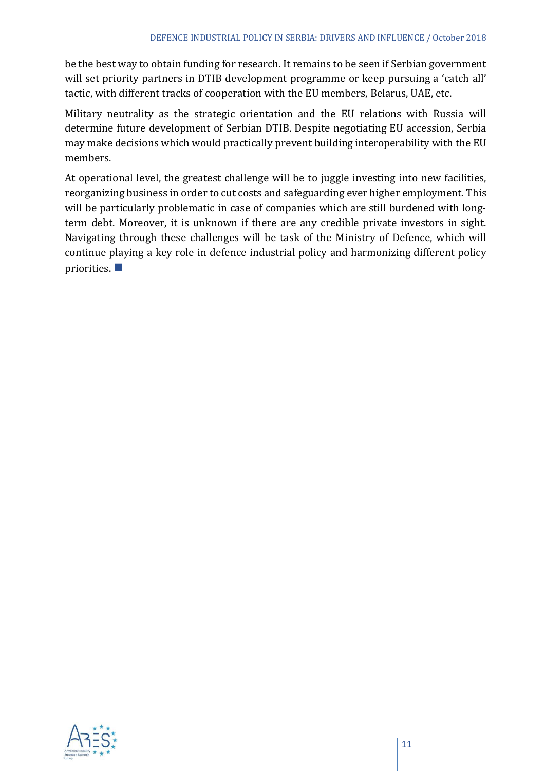be the best way to obtain funding for research. It remains to be seen if Serbian government will set priority partners in DTIB development programme or keep pursuing a 'catch all' tactic, with different tracks of cooperation with the EU members, Belarus, UAE, etc.

Military neutrality as the strategic orientation and the EU relations with Russia will determine future development of Serbian DTIB. Despite negotiating EU accession, Serbia may make decisions which would practically prevent building interoperability with the EU members.

At operational level, the greatest challenge will be to juggle investing into new facilities, reorganizing business in order to cut costs and safeguarding ever higher employment. This will be particularly problematic in case of companies which are still burdened with long-term debt. Moreover, it is unknown if there are any credible private investors in sight. Navigating through these challenges will be task of the Ministry of Defence, which will continue playing a key role in defence industrial policy and harmonizing different policy priorities. ■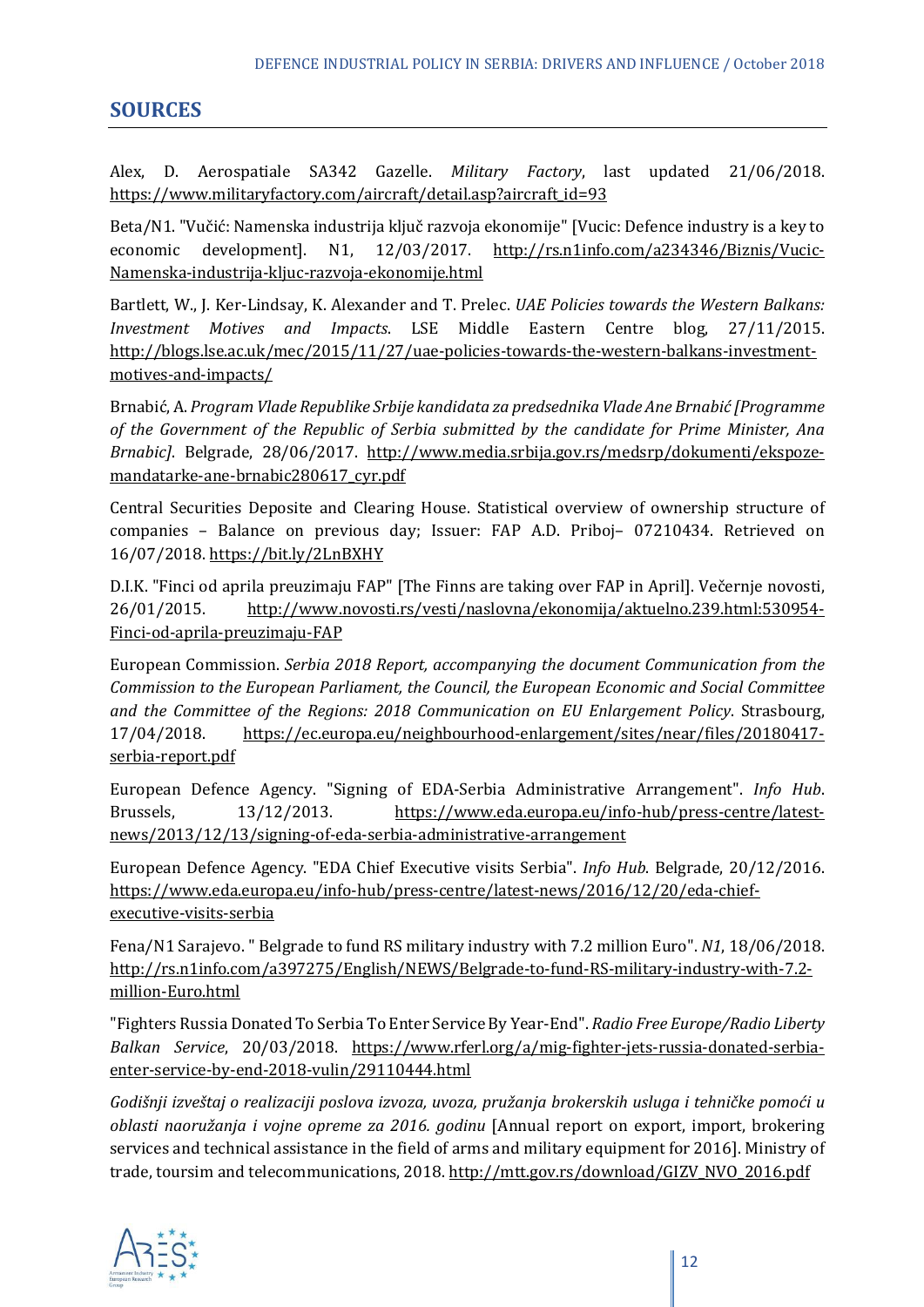## SOURCES

Alex, D. Aerospatiale SA342 Gazelle. *Military Factory*, last updated 21/06/2018. https://www.militaryfactory.com/aircraft/detail.asp?aircraft_id=93

Beta/N1. "Vučić: Namenska industrija ključ razvoja ekonomije" [Vucic: Defence industry is a key to economic development]. N1, 12/03/2017. http://rs.n1info.com/a234346/Biznis/Vucic-Namenska-industrija-kljuc-razvoja-ekonomije.html

Bartlett, W., J. Ker-Lindsay, K. Alexander and T. Prelec. *UAE Policies towards the Western Balkans: Investment Motives and Impacts*. LSE Middle Eastern Centre blog, 27/11/2015. http://blogs.lse.ac.uk/mec/2015/11/27/uae-policies-towards-the-western-balkans-investment-motives-and-impacts/

Brnabić, A. *Program Vlade Republike Srbije kandidata za predsednika Vlade Ane Brnabić [Programme of the Government of the Republic of Serbia submitted by the candidate for Prime Minister, Ana Brnabic]*. Belgrade, 28/06/2017. http://www.media.srbija.gov.rs/medsrp/dokumenti/ekspoze-mandatarke-ane-brnabic280617_cyr.pdf

Central Securities Deposite and Clearing House. Statistical overview of ownership structure of companies – Balance on previous day; Issuer: FAP A.D. Priboj– 07210434. Retrieved on 16/07/2018. https://bit.ly/2LnBXHY

D.I.K. "Finci od aprila preuzimaju FAP" [The Finns are taking over FAP in April]. Večernje novosti, 26/01/2015. http://www.novosti.rs/vesti/naslovna/ekonomija/aktuelno.239.html:530954-Finci-od-aprila-preuzimaju-FAP

European Commission. *Serbia 2018 Report, accompanying the document Communication from the Commission to the European Parliament, the Council, the European Economic and Social Committee and the Committee of the Regions: 2018 Communication on EU Enlargement Policy*. Strasbourg, 17/04/2018. https://ec.europa.eu/neighbourhood-enlargement/sites/near/files/20180417-serbia-report.pdf

European Defence Agency. "Signing of EDA-Serbia Administrative Arrangement". *Info Hub*. Brussels, 13/12/2013. https://www.eda.europa.eu/info-hub/press-centre/latest-news/2013/12/13/signing-of-eda-serbia-administrative-arrangement

European Defence Agency. "EDA Chief Executive visits Serbia". *Info Hub*. Belgrade, 20/12/2016. https://www.eda.europa.eu/info-hub/press-centre/latest-news/2016/12/20/eda-chief-executive-visits-serbia

Fena/N1 Sarajevo. " Belgrade to fund RS military industry with 7.2 million Euro". *N1*, 18/06/2018. http://rs.n1info.com/a397275/English/NEWS/Belgrade-to-fund-RS-military-industry-with-7.2-million-Euro.html

"Fighters Russia Donated To Serbia To Enter Service By Year-End". *Radio Free Europe/Radio Liberty Balkan Service*, 20/03/2018. https://www.rferl.org/a/mig-fighter-jets-russia-donated-serbia-enter-service-by-end-2018-vulin/29110444.html

*Godišnji izveštaj o realizaciji poslova izvoza, uvoza, pružanja brokerskih usluga i tehničke pomoći u oblasti naoružanja i vojne opreme za 2016. godinu* [Annual report on export, import, brokering services and technical assistance in the field of arms and military equipment for 2016]. Ministry of trade, toursim and telecommunications, 2018. http://mtt.gov.rs/download/GIZV_NVO_2016.pdf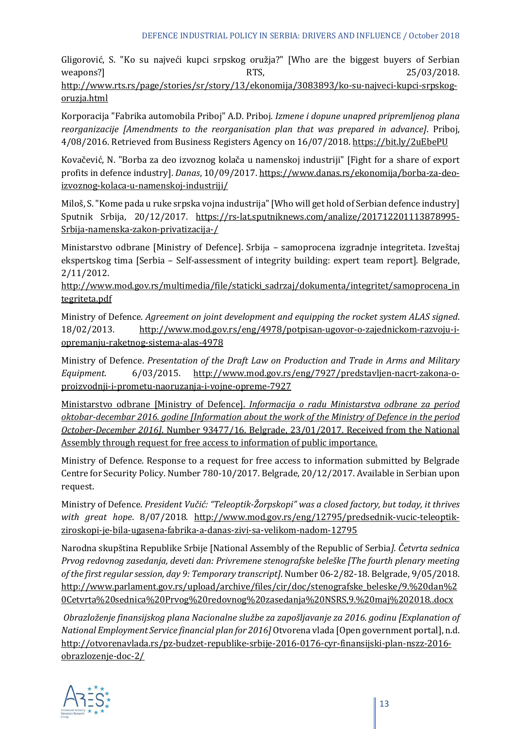Gligorović, S. "Ko su najveći kupci srpskog oružja?" [Who are the biggest buyers of Serbian weapons?] RTS, 25/03/2018. http://www.rts.rs/page/stories/sr/story/13/ekonomija/3083893/ko-su-najveci-kupci-srpskog-oruzja.html

Korporacija "Fabrika automobila Priboj" A.D. Priboj. *Izmene i dopune unapred pripremljenog plana reorganizacije [Amendments to the reorganisation plan that was prepared in advance]*. Priboj, 4/08/2016. Retrieved from Business Registers Agency on 16/07/2018. https://bit.ly/2uEbePU

Kovačević, N. "Borba za deo izvoznog kolača u namenskoj industriji" [Fight for a share of export profits in defence industry]. *Danas*, 10/09/2017. https://www.danas.rs/ekonomija/borba-za-deo-izvoznog-kolaca-u-namenskoj-industriji/

Miloš, S. "Kome pada u ruke srpska vojna industrija" [Who will get hold of Serbian defence industry] Sputnik Srbija, 20/12/2017. https://rs-lat.sputniknews.com/analize/201712201113878995-Srbija-namenska-zakon-privatizacija-/

Ministarstvo odbrane [Ministry of Defence]. Srbija – samoprocena izgradnje integriteta. Izveštaj ekspertskog tima [Serbia – Self-assessment of integrity building: expert team report]. Belgrade, 2/11/2012. http://www.mod.gov.rs/multimedia/file/staticki_sadrzaj/dokumenta/integritet/samoprocena_integriteta.pdf

Ministry of Defence. *Agreement on joint development and equipping the rocket system ALAS signed*. 18/02/2013. http://www.mod.gov.rs/eng/4978/potpisan-ugovor-o-zajednickom-razvoju-i-opremanju-raketnog-sistema-alas-4978

Ministry of Defence. *Presentation of the Draft Law on Production and Trade in Arms and Military Equipment*. 6/03/2015. http://www.mod.gov.rs/eng/7927/predstavljen-nacrt-zakona-o-proizvodnji-i-prometu-naoruzanja-i-vojne-opreme-7927

Ministarstvo odbrane [Ministry of Defence]. *Informacija o radu Ministarstva odbrane za period oktobar-decembar 2016. godine [Information about the work of the Ministry of Defence in the period October-December 2016]*. Number 93477/16. Belgrade, 23/01/2017. Received from the National Assembly through request for free access to information of public importance.

Ministry of Defence. Response to a request for free access to information submitted by Belgrade Centre for Security Policy. Number 780-10/2017. Belgrade, 20/12/2017. Available in Serbian upon request.

Ministry of Defence. *President Vučić: "Teleoptik-Žorpskopi" was a closed factory, but today, it thrives with great hope*. 8/07/2018. http://www.mod.gov.rs/eng/12795/predsednik-vucic-teleoptik-ziroskopi-je-bila-ugasena-fabrika-a-danas-zivi-sa-velikom-nadom-12795

Narodna skupština Republike Srbije [National Assembly of the Republic of Serbia*]. Četvrta sednica Prvog redovnog zasedanja, deveti dan: Privremene stenografske beleške [The fourth plenary meeting of the first regular session, day 9: Temporary transcript]*. Number 06-2/82-18. Belgrade, 9/05/2018. http://www.parlament.gov.rs/upload/archive/files/cir/doc/stenografske_beleske/9.%20dan%20Cetvrta%20sednica%20Prvog%20redovnog%20zasedanja%20NSRS,9.%20maj%202018..docx

*Obrazloženje finansijskog plana Nacionalne službe za zapošljavanje za 2016. godinu [Explanation of National Employment Service financial plan for 2016]* Otvorena vlada [Open government portal], n.d. http://otvorenavlada.rs/pz-budzet-republike-srbije-2016-0176-cyr-finansijski-plan-nszz-2016-obrazlozenje-doc-2/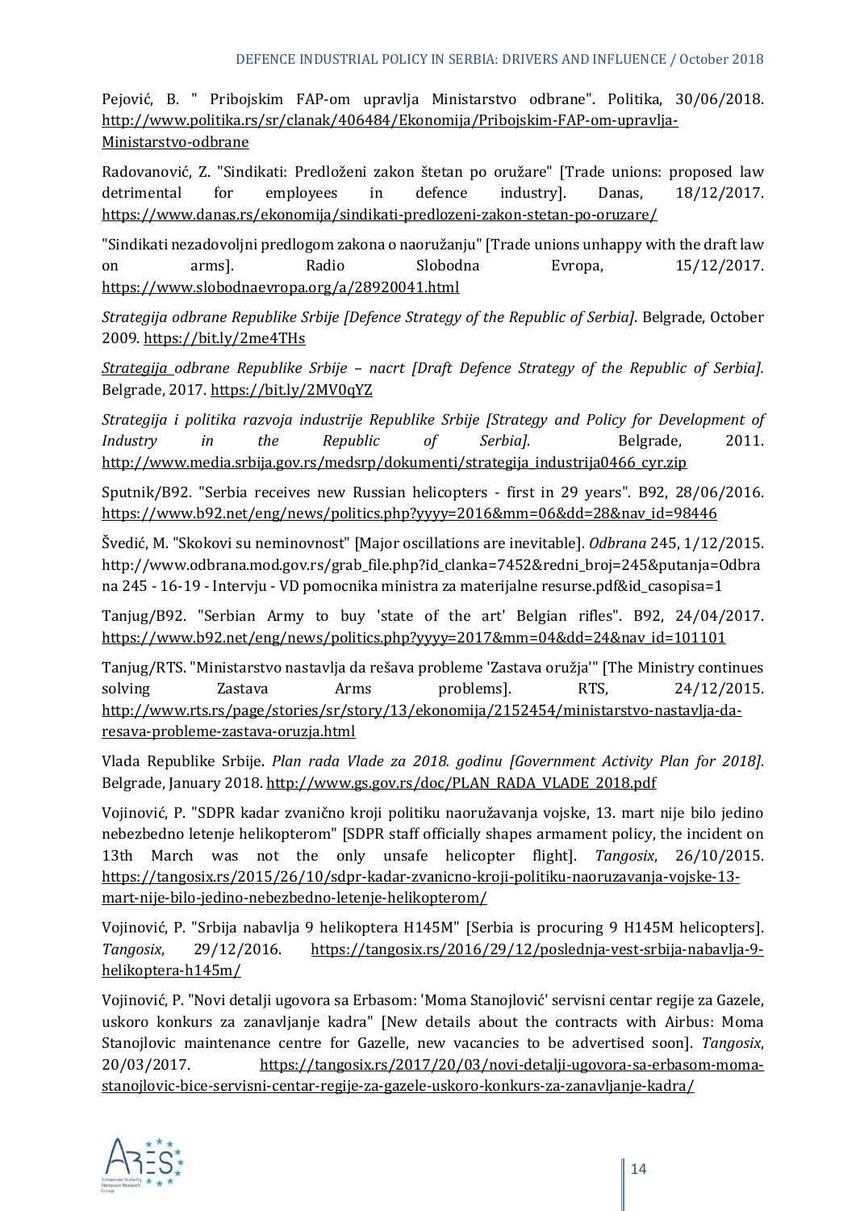Pejović, B. " Pribojskim FAP-om upravlja Ministarstvo odbrane". Politika, 30/06/2018. http://www.politika.rs/sr/clanak/406484/Ekonomija/Pribojskim-FAP-om-upravlja-Ministarstvo-odbrane

Radovanović, Z. "Sindikati: Predloženi zakon štetan po oružare" [Trade unions: proposed law detrimental for employees in defence industry]. Danas, 18/12/2017. https://www.danas.rs/ekonomija/sindikati-predlozeni-zakon-stetan-po-oruzare/

"Sindikati nezadovoljni predlogom zakona o naoružanju" [Trade unions unhappy with the draft law on arms]. Radio Slobodna Evropa, 15/12/2017. https://www.slobodnaevropa.org/a/28920041.html

*Strategija odbrane Republike Srbije [Defence Strategy of the Republic of Serbia]*. Belgrade, October 2009. https://bit.ly/2me4THs

*Strategija odbrane Republike Srbije – nacrt [Draft Defence Strategy of the Republic of Serbia].* Belgrade, 2017. https://bit.ly/2MV0qYZ

*Strategija i politika razvoja industrije Republike Srbije [Strategy and Policy for Development of Industry in the Republic of Serbia].* Belgrade, 2011. http://www.media.srbija.gov.rs/medsrp/dokumenti/strategija_industrija0466_cyr.zip

Sputnik/B92. "Serbia receives new Russian helicopters - first in 29 years". B92, 28/06/2016. https://www.b92.net/eng/news/politics.php?yyyy=2016&mm=06&dd=28&nav_id=98446

Švedić, M. "Skokovi su neminovnost" [Major oscillations are inevitable]. *Odbrana* 245, 1/12/2015. http://www.odbrana.mod.gov.rs/grab_file.php?id_clanka=7452&redni_broj=245&putanja=Odbrana 245 - 16-19 - Intervju - VD pomocnika ministra za materijalne resurse.pdf&id_casopisa=1

Tanjug/B92. "Serbian Army to buy 'state of the art' Belgian rifles". B92, 24/04/2017. https://www.b92.net/eng/news/politics.php?yyyy=2017&mm=04&dd=24&nav_id=101101

Tanjug/RTS. "Ministarstvo nastavlja da rešava probleme 'Zastava oružja'" [The Ministry continues solving Zastava Arms problems]. RTS, 24/12/2015. http://www.rts.rs/page/stories/sr/story/13/ekonomija/2152454/ministarstvo-nastavlja-da-resava-probleme-zastava-oruzja.html

Vlada Republike Srbije. *Plan rada Vlade za 2018. godinu [Government Activity Plan for 2018]*. Belgrade, January 2018. http://www.gs.gov.rs/doc/PLAN_RADA_VLADE_2018.pdf

Vojinović, P. "SDPR kadar zvanično kroji politiku naoružavanja vojske, 13. mart nije bilo jedino nebezbedno letenje helikopterom" [SDPR staff officially shapes armament policy, the incident on 13th March was not the only unsafe helicopter flight]. *Tangosix*, 26/10/2015. https://tangosix.rs/2015/26/10/sdpr-kadar-zvanicno-kroji-politiku-naoruzavanja-vojske-13-mart-nije-bilo-jedino-nebezbedno-letenje-helikopterom/

Vojinović, P. "Srbija nabavlja 9 helikoptera H145M" [Serbia is procuring 9 H145M helicopters]. *Tangosix*, 29/12/2016. https://tangosix.rs/2016/29/12/poslednja-vest-srbija-nabavlja-9-helikoptera-h145m/

Vojinović, P. "Novi detalji ugovora sa Erbasom: 'Moma Stanojlović' servisni centar regije za Gazele, uskoro konkurs za zanavljanje kadra" [New details about the contracts with Airbus: Moma Stanojlovic maintenance centre for Gazelle, new vacancies to be advertised soon]. *Tangosix*, 20/03/2017. https://tangosix.rs/2017/20/03/novi-detalji-ugovora-sa-erbasom-moma-stanojlovic-bice-servisni-centar-regije-za-gazele-uskoro-konkurs-za-zanavljanje-kadra/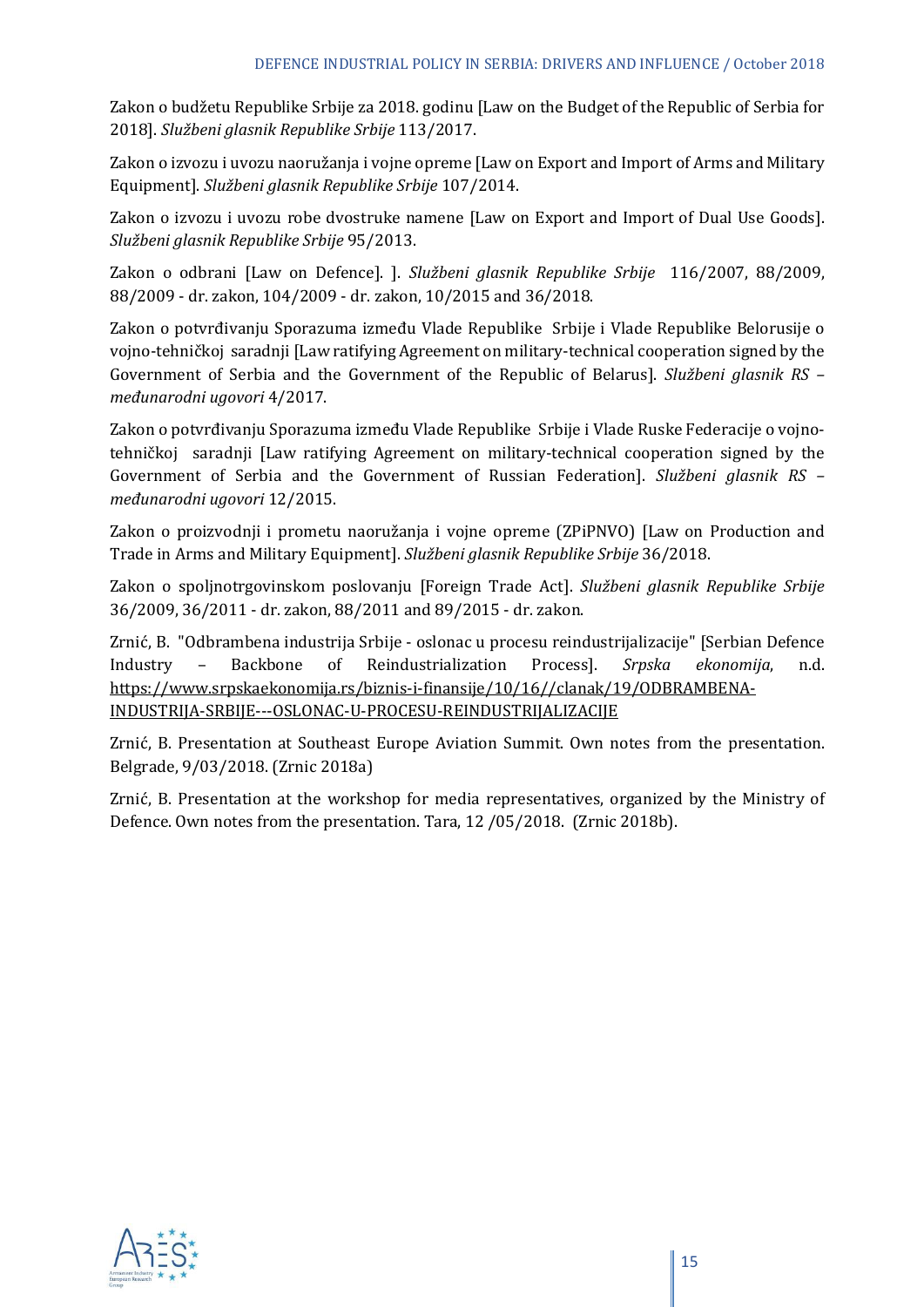Zakon o budžetu Republike Srbije za 2018. godinu [Law on the Budget of the Republic of Serbia for 2018]. *Službeni glasnik Republike Srbije* 113/2017.

Zakon o izvozu i uvozu naoružanja i vojne opreme [Law on Export and Import of Arms and Military Equipment]. *Službeni glasnik Republike Srbije* 107/2014.

Zakon o izvozu i uvozu robe dvostruke namene [Law on Export and Import of Dual Use Goods]. *Službeni glasnik Republike Srbije* 95/2013.

Zakon o odbrani [Law on Defence]. ]. *Službeni glasnik Republike Srbije* 116/2007, 88/2009, 88/2009 - dr. zakon, 104/2009 - dr. zakon, 10/2015 and 36/2018.

Zakon o potvrđivanju Sporazuma između Vlade Republike Srbije i Vlade Republike Belorusije o vojno-tehničkoj saradnji [Law ratifying Agreement on military-technical cooperation signed by the Government of Serbia and the Government of the Republic of Belarus]. *Službeni glasnik RS – međunarodni ugovori* 4/2017.

Zakon o potvrđivanju Sporazuma između Vlade Republike Srbije i Vlade Ruske Federacije o vojno-tehničkoj saradnji [Law ratifying Agreement on military-technical cooperation signed by the Government of Serbia and the Government of Russian Federation]. *Službeni glasnik RS – međunarodni ugovori* 12/2015.

Zakon o proizvodnji i prometu naoružanja i vojne opreme (ZPiPNVO) [Law on Production and Trade in Arms and Military Equipment]. *Službeni glasnik Republike Srbije* 36/2018.

Zakon o spoljnotrgovinskom poslovanju [Foreign Trade Act]. *Službeni glasnik Republike Srbije* 36/2009, 36/2011 - dr. zakon, 88/2011 and 89/2015 - dr. zakon.

Zrnić, B. "Odbrambena industrija Srbije - oslonac u procesu reindustrijalizacije" [Serbian Defence Industry – Backbone of Reindustrialization Process]. *Srpska ekonomija*, n.d. https://www.srpskaekonomija.rs/biznis-i-finansije/10/16//clanak/19/ODBRAMBENA-INDUSTRIJA-SRBIJE---OSLONAC-U-PROCESU-REINDUSTRIJALIZACIJE

Zrnić, B. Presentation at Southeast Europe Aviation Summit. Own notes from the presentation. Belgrade, 9/03/2018. (Zrnic 2018a)

Zrnić, B. Presentation at the workshop for media representatives, organized by the Ministry of Defence. Own notes from the presentation. Tara, 12 /05/2018. (Zrnic 2018b).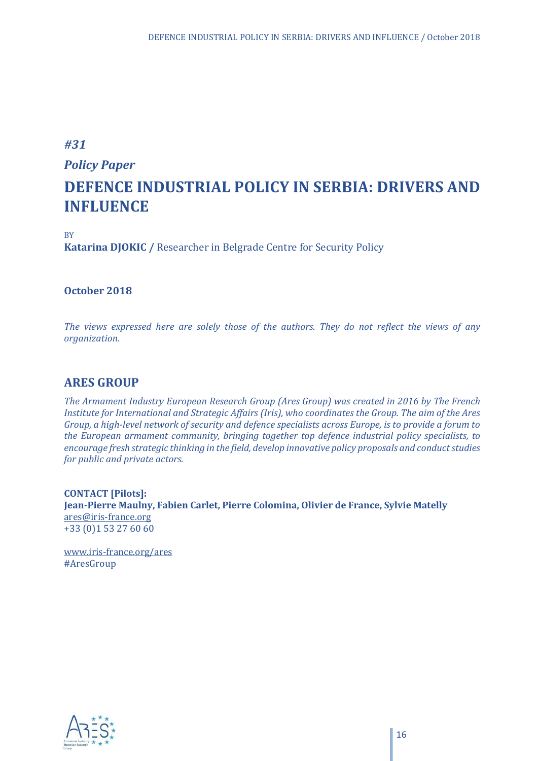*#31*

*Policy Paper*

# DEFENCE INDUSTRIAL POLICY IN SERBIA: DRIVERS AND INFLUENCE

BY

**Katarina DJOKIC /** Researcher in Belgrade Centre for Security Policy

**October 2018**

*The views expressed here are solely those of the authors. They do not reflect the views of any organization.*

## ARES GROUP

*The Armament Industry European Research Group (Ares Group) was created in 2016 by The French Institute for International and Strategic Affairs (Iris), who coordinates the Group. The aim of the Ares Group, a high-level network of security and defence specialists across Europe, is to provide a forum to the European armament community, bringing together top defence industrial policy specialists, to encourage fresh strategic thinking in the field, develop innovative policy proposals and conduct studies for public and private actors.*

**CONTACT [Pilots]:**
**Jean-Pierre Maulny, Fabien Carlet, Pierre Colomina, Olivier de France, Sylvie Matelly**
ares@iris-france.org
+33 (0)1 53 27 60 60

www.iris-france.org/ares
#AresGroup